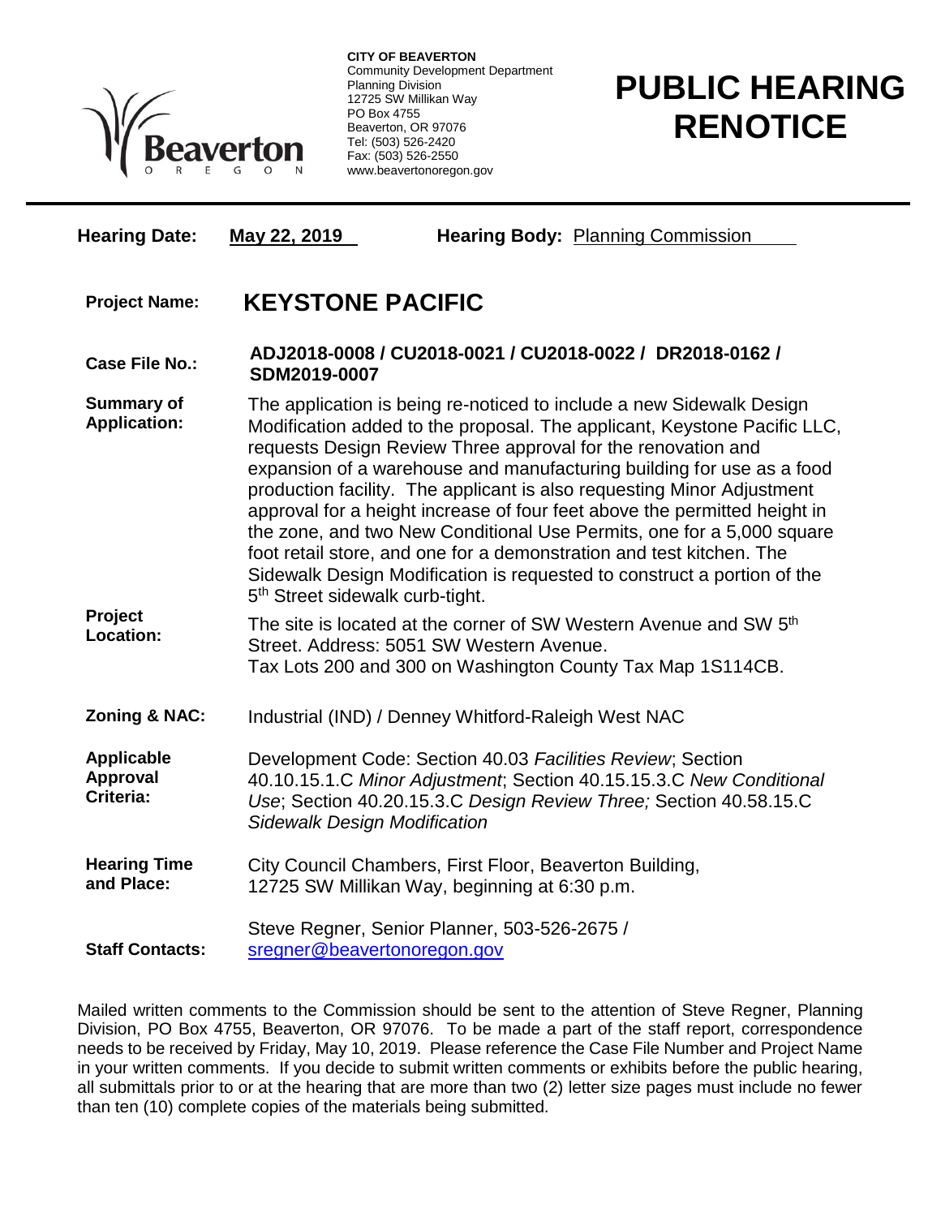**CITY OF BEAVERTON**
Community Development Department
Planning Division
12725 SW Millikan Way
PO Box 4755
Beaverton, OR 97076
Tel: (503) 526-2420
Fax: (503) 526-2550
www.beavertonoregon.gov

# PUBLIC HEARING RENOTICE

**Hearing Date:** May 22, 2019 **Hearing Body:** Planning Commission

**Project Name:** **KEYSTONE PACIFIC**

**Case File No.:** **ADJ2018-0008 / CU2018-0021 / CU2018-0022 / DR2018-0162 / SDM2019-0007**

**Summary of Application:** The application is being re-noticed to include a new Sidewalk Design Modification added to the proposal. The applicant, Keystone Pacific LLC, requests Design Review Three approval for the renovation and expansion of a warehouse and manufacturing building for use as a food production facility. The applicant is also requesting Minor Adjustment approval for a height increase of four feet above the permitted height in the zone, and two New Conditional Use Permits, one for a 5,000 square foot retail store, and one for a demonstration and test kitchen. The Sidewalk Design Modification is requested to construct a portion of the 5th Street sidewalk curb-tight.

**Project Location:** The site is located at the corner of SW Western Avenue and SW 5th Street. Address: 5051 SW Western Avenue.
Tax Lots 200 and 300 on Washington County Tax Map 1S114CB.

**Zoning & NAC:** Industrial (IND) / Denney Whitford-Raleigh West NAC

**Applicable Approval Criteria:** Development Code: Section 40.03 *Facilities Review*; Section 40.10.15.1.C *Minor Adjustment*; Section 40.15.15.3.C *New Conditional Use*; Section 40.20.15.3.C *Design Review Three;* Section 40.58.15.C *Sidewalk Design Modification*

**Hearing Time and Place:** City Council Chambers, First Floor, Beaverton Building, 12725 SW Millikan Way, beginning at 6:30 p.m.

**Staff Contacts:** Steve Regner, Senior Planner, 503-526-2675 / sregner@beavertonoregon.gov

Mailed written comments to the Commission should be sent to the attention of Steve Regner, Planning Division, PO Box 4755, Beaverton, OR 97076. To be made a part of the staff report, correspondence needs to be received by Friday, May 10, 2019. Please reference the Case File Number and Project Name in your written comments. If you decide to submit written comments or exhibits before the public hearing, all submittals prior to or at the hearing that are more than two (2) letter size pages must include no fewer than ten (10) complete copies of the materials being submitted.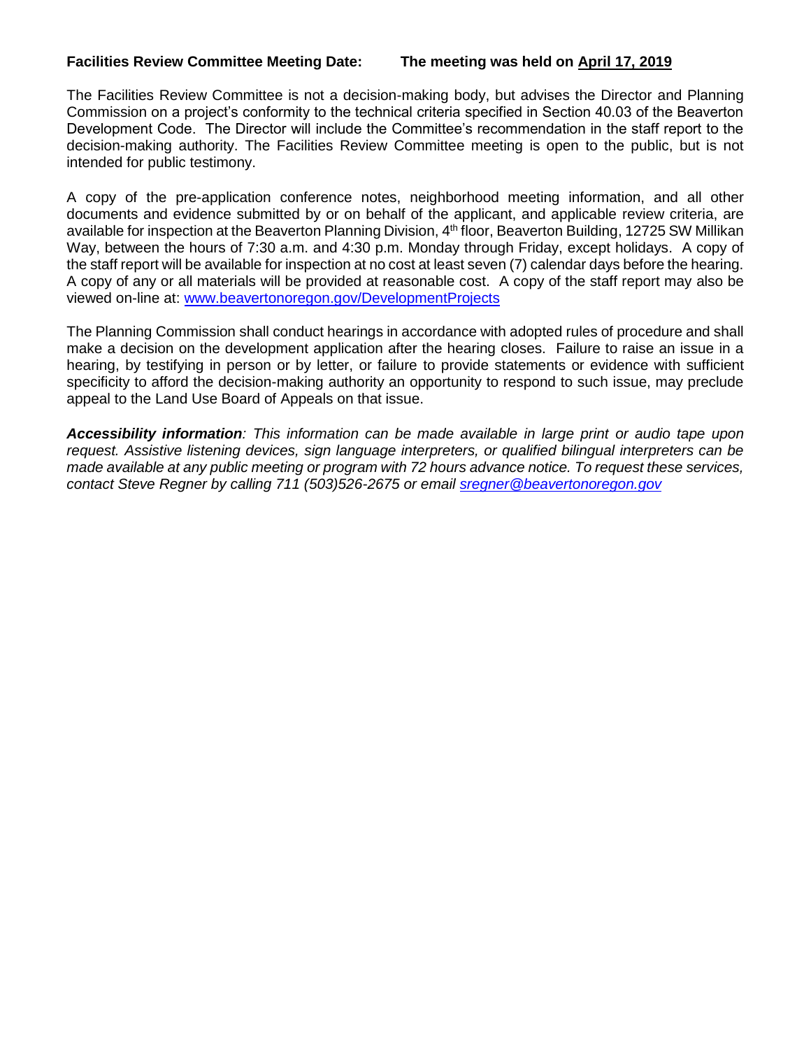**Facilities Review Committee Meeting Date: The meeting was held on <u>April 17, 2019</u>**

The Facilities Review Committee is not a decision-making body, but advises the Director and Planning Commission on a project's conformity to the technical criteria specified in Section 40.03 of the Beaverton Development Code. The Director will include the Committee's recommendation in the staff report to the decision-making authority. The Facilities Review Committee meeting is open to the public, but is not intended for public testimony.

A copy of the pre-application conference notes, neighborhood meeting information, and all other documents and evidence submitted by or on behalf of the applicant, and applicable review criteria, are available for inspection at the Beaverton Planning Division, 4th floor, Beaverton Building, 12725 SW Millikan Way, between the hours of 7:30 a.m. and 4:30 p.m. Monday through Friday, except holidays. A copy of the staff report will be available for inspection at no cost at least seven (7) calendar days before the hearing. A copy of any or all materials will be provided at reasonable cost. A copy of the staff report may also be viewed on-line at: www.beavertonoregon.gov/DevelopmentProjects

The Planning Commission shall conduct hearings in accordance with adopted rules of procedure and shall make a decision on the development application after the hearing closes. Failure to raise an issue in a hearing, by testifying in person or by letter, or failure to provide statements or evidence with sufficient specificity to afford the decision-making authority an opportunity to respond to such issue, may preclude appeal to the Land Use Board of Appeals on that issue.

***Accessibility information**: This information can be made available in large print or audio tape upon request. Assistive listening devices, sign language interpreters, or qualified bilingual interpreters can be made available at any public meeting or program with 72 hours advance notice. To request these services, contact Steve Regner by calling 711 (503)526-2675 or email sregner@beavertonoregon.gov*